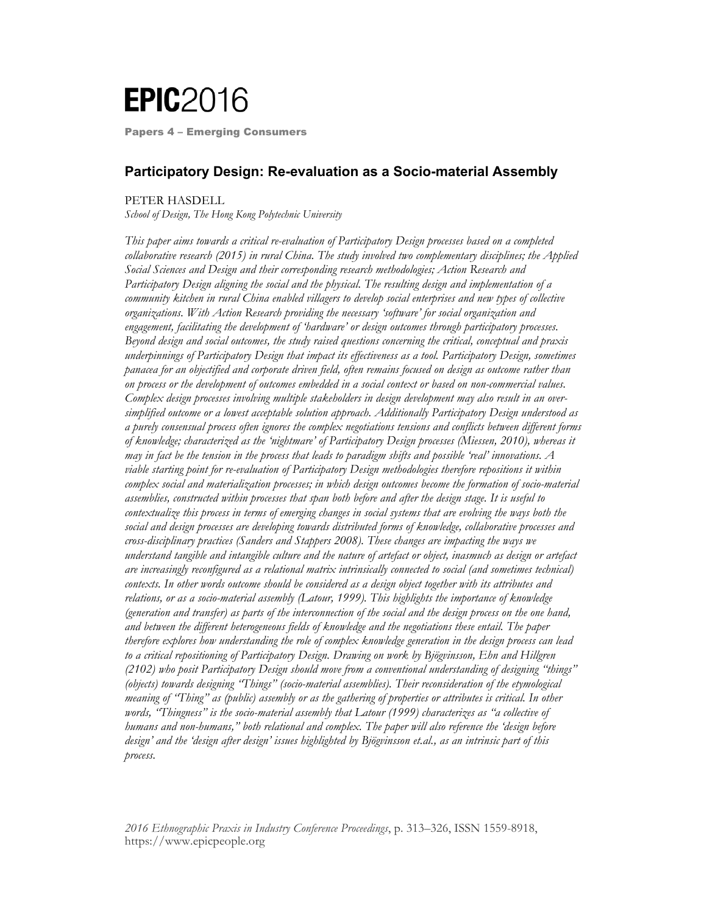# Participatory Design: Re-evaluation as a Socio-material Assembly

PETER HASDELL
*School of Design, The Hong Kong Polytechnic University*

*This paper aims towards a critical re-evaluation of Participatory Design processes based on a completed collaborative research (2015) in rural China. The study involved two complementary disciplines; the Applied Social Sciences and Design and their corresponding research methodologies; Action Research and Participatory Design aligning the social and the physical. The resulting design and implementation of a community kitchen in rural China enabled villagers to develop social enterprises and new types of collective organizations. With Action Research providing the necessary 'software' for social organization and engagement, facilitating the development of 'hardware' or design outcomes through participatory processes. Beyond design and social outcomes, the study raised questions concerning the critical, conceptual and praxis underpinnings of Participatory Design that impact its effectiveness as a tool. Participatory Design, sometimes panacea for an objectified and corporate driven field, often remains focused on design as outcome rather than on process or the development of outcomes embedded in a social context or based on non-commercial values. Complex design processes involving multiple stakeholders in design development may also result in an over-simplified outcome or a lowest acceptable solution approach. Additionally Participatory Design understood as a purely consensual process often ignores the complex negotiations tensions and conflicts between different forms of knowledge; characterized as the 'nightmare' of Participatory Design processes (Miessen, 2010), whereas it may in fact be the tension in the process that leads to paradigm shifts and possible 'real' innovations. A viable starting point for re-evaluation of Participatory Design methodologies therefore repositions it within complex social and materialization processes; in which design outcomes become the formation of socio-material assemblies, constructed within processes that span both before and after the design stage. It is useful to contextualize this process in terms of emerging changes in social systems that are evolving the ways both the social and design processes are developing towards distributed forms of knowledge, collaborative processes and cross-disciplinary practices (Sanders and Stappers 2008). These changes are impacting the ways we understand tangible and intangible culture and the nature of artefact or object, inasmuch as design or artefact are increasingly reconfigured as a relational matrix intrinsically connected to social (and sometimes technical) contexts. In other words outcome should be considered as a design object together with its attributes and relations, or as a socio-material assembly (Latour, 1999). This highlights the importance of knowledge (generation and transfer) as parts of the interconnection of the social and the design process on the one hand, and between the different heterogeneous fields of knowledge and the negotiations these entail. The paper therefore explores how understanding the role of complex knowledge generation in the design process can lead to a critical repositioning of Participatory Design. Drawing on work by Björgvinsson, Ehn and Hillgren (2102) who posit Participatory Design should move from a conventional understanding of designing "things" (objects) towards designing "Things" (socio-material assemblies). Their reconsideration of the etymological meaning of "Thing" as (public) assembly or as the gathering of properties or attributes is critical. In other words, "Thingness" is the socio-material assembly that Latour (1999) characterizes as "a collective of humans and non-humans," both relational and complex. The paper will also reference the 'design before design' and the 'design after design' issues highlighted by Björgvinsson et.al., as an intrinsic part of this process.*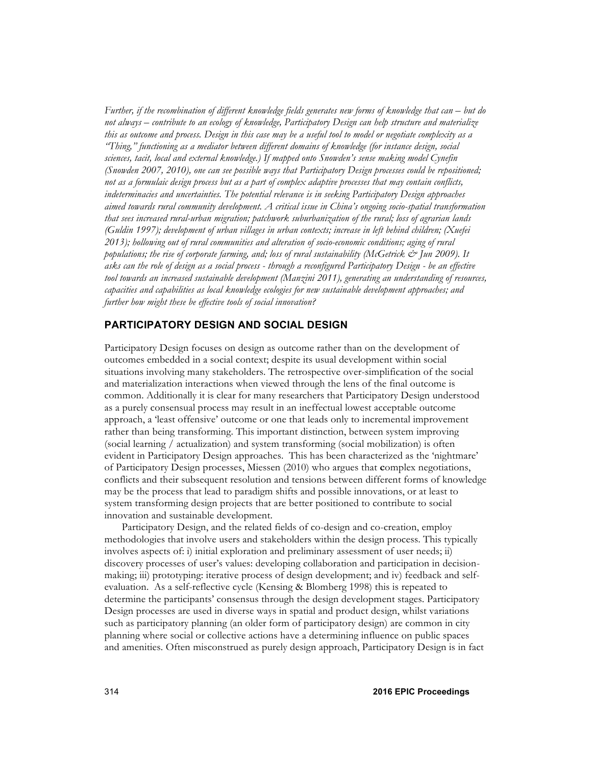*Further, if the recombination of different knowledge fields generates new forms of knowledge that can – but do not always – contribute to an ecology of knowledge, Participatory Design can help structure and materialize this as outcome and process. Design in this case may be a useful tool to model or negotiate complexity as a "Thing," functioning as a mediator between different domains of knowledge (for instance design, social sciences, tacit, local and external knowledge.) If mapped onto Snowden's sense making model Cynefin (Snowden 2007, 2010), one can see possible ways that Participatory Design processes could be repositioned; not as a formulaic design process but as a part of complex adaptive processes that may contain conflicts, indeterminacies and uncertainties. The potential relevance is in seeking Participatory Design approaches aimed towards rural community development. A critical issue in China's ongoing socio-spatial transformation that sees increased rural-urban migration; patchwork suburbanization of the rural; loss of agrarian lands (Guldin 1997); development of urban villages in urban contexts; increase in left behind children; (Xuefei 2013); hollowing out of rural communities and alteration of socio-economic conditions; aging of rural populations; the rise of corporate farming, and; loss of rural sustainability (McGetrick & Jun 2009). It asks can the role of design as a social process - through a reconfigured Participatory Design - be an effective tool towards an increased sustainable development (Manzini 2011), generating an understanding of resources, capacities and capabilities as local knowledge ecologies for new sustainable development approaches; and further how might these be effective tools of social innovation?*

## PARTICIPATORY DESIGN AND SOCIAL DESIGN

Participatory Design focuses on design as outcome rather than on the development of outcomes embedded in a social context; despite its usual development within social situations involving many stakeholders. The retrospective over-simplification of the social and materialization interactions when viewed through the lens of the final outcome is common. Additionally it is clear for many researchers that Participatory Design understood as a purely consensual process may result in an ineffectual lowest acceptable outcome approach, a 'least offensive' outcome or one that leads only to incremental improvement rather than being transforming. This important distinction, between system improving (social learning / actualization) and system transforming (social mobilization) is often evident in Participatory Design approaches. This has been characterized as the 'nightmare' of Participatory Design processes, Miessen (2010) who argues that **c**omplex negotiations, conflicts and their subsequent resolution and tensions between different forms of knowledge may be the process that lead to paradigm shifts and possible innovations, or at least to system transforming design projects that are better positioned to contribute to social innovation and sustainable development.

Participatory Design, and the related fields of co-design and co-creation, employ methodologies that involve users and stakeholders within the design process. This typically involves aspects of: i) initial exploration and preliminary assessment of user needs; ii) discovery processes of user's values: developing collaboration and participation in decision-making; iii) prototyping: iterative process of design development; and iv) feedback and self-evaluation. As a self-reflective cycle (Kensing & Blomberg 1998) this is repeated to determine the participants' consensus through the design development stages. Participatory Design processes are used in diverse ways in spatial and product design, whilst variations such as participatory planning (an older form of participatory design) are common in city planning where social or collective actions have a determining influence on public spaces and amenities. Often misconstrued as purely design approach, Participatory Design is in fact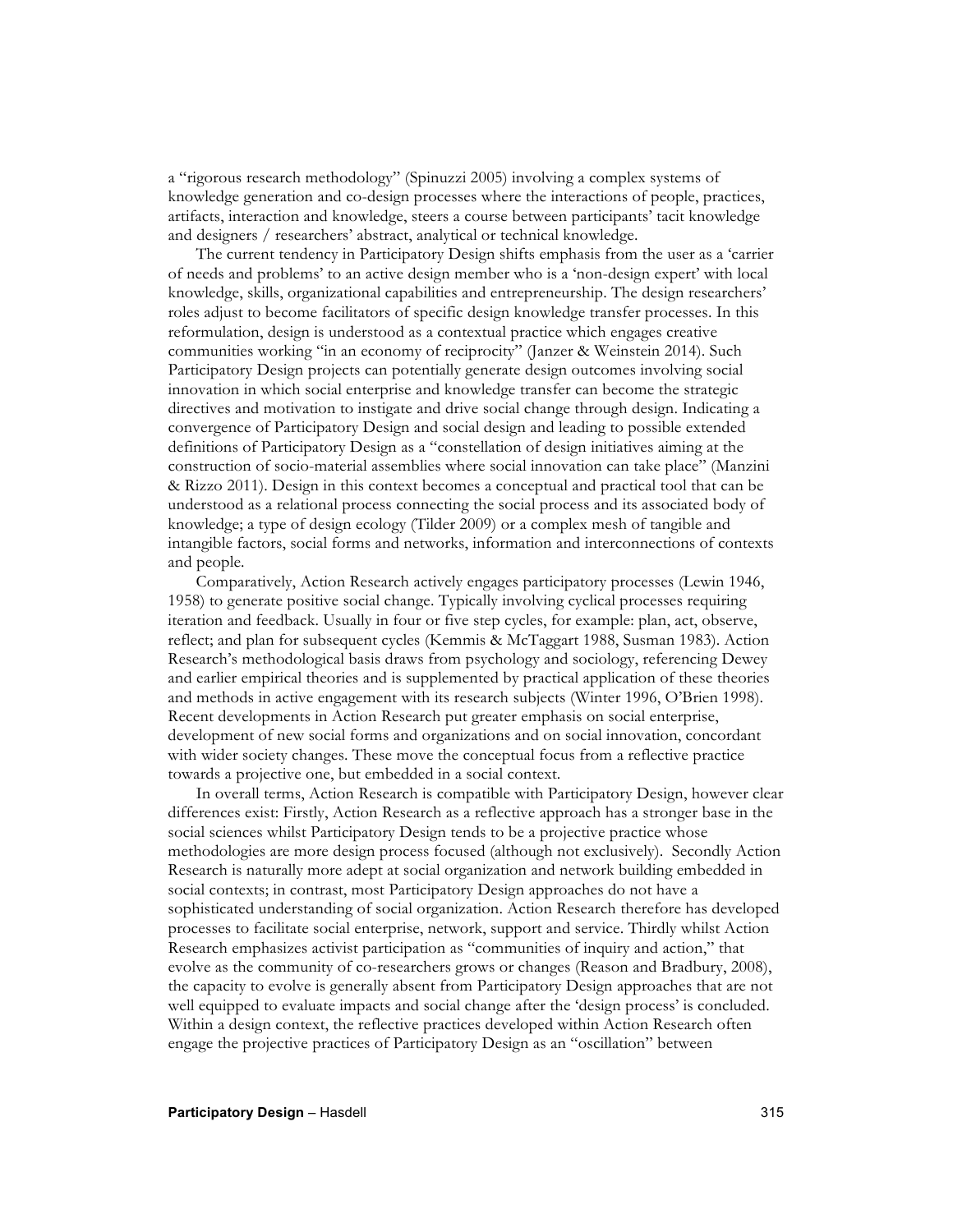a "rigorous research methodology" (Spinuzzi 2005) involving a complex systems of knowledge generation and co-design processes where the interactions of people, practices, artifacts, interaction and knowledge, steers a course between participants' tacit knowledge and designers / researchers' abstract, analytical or technical knowledge.

The current tendency in Participatory Design shifts emphasis from the user as a 'carrier of needs and problems' to an active design member who is a 'non-design expert' with local knowledge, skills, organizational capabilities and entrepreneurship. The design researchers' roles adjust to become facilitators of specific design knowledge transfer processes. In this reformulation, design is understood as a contextual practice which engages creative communities working "in an economy of reciprocity" (Janzer & Weinstein 2014). Such Participatory Design projects can potentially generate design outcomes involving social innovation in which social enterprise and knowledge transfer can become the strategic directives and motivation to instigate and drive social change through design. Indicating a convergence of Participatory Design and social design and leading to possible extended definitions of Participatory Design as a "constellation of design initiatives aiming at the construction of socio-material assemblies where social innovation can take place" (Manzini & Rizzo 2011). Design in this context becomes a conceptual and practical tool that can be understood as a relational process connecting the social process and its associated body of knowledge; a type of design ecology (Tilder 2009) or a complex mesh of tangible and intangible factors, social forms and networks, information and interconnections of contexts and people.

Comparatively, Action Research actively engages participatory processes (Lewin 1946, 1958) to generate positive social change. Typically involving cyclical processes requiring iteration and feedback. Usually in four or five step cycles, for example: plan, act, observe, reflect; and plan for subsequent cycles (Kemmis & McTaggart 1988, Susman 1983). Action Research's methodological basis draws from psychology and sociology, referencing Dewey and earlier empirical theories and is supplemented by practical application of these theories and methods in active engagement with its research subjects (Winter 1996, O'Brien 1998). Recent developments in Action Research put greater emphasis on social enterprise, development of new social forms and organizations and on social innovation, concordant with wider society changes. These move the conceptual focus from a reflective practice towards a projective one, but embedded in a social context.

In overall terms, Action Research is compatible with Participatory Design, however clear differences exist: Firstly, Action Research as a reflective approach has a stronger base in the social sciences whilst Participatory Design tends to be a projective practice whose methodologies are more design process focused (although not exclusively). Secondly Action Research is naturally more adept at social organization and network building embedded in social contexts; in contrast, most Participatory Design approaches do not have a sophisticated understanding of social organization. Action Research therefore has developed processes to facilitate social enterprise, network, support and service. Thirdly whilst Action Research emphasizes activist participation as "communities of inquiry and action," that evolve as the community of co-researchers grows or changes (Reason and Bradbury, 2008), the capacity to evolve is generally absent from Participatory Design approaches that are not well equipped to evaluate impacts and social change after the 'design process' is concluded. Within a design context, the reflective practices developed within Action Research often engage the projective practices of Participatory Design as an "oscillation" between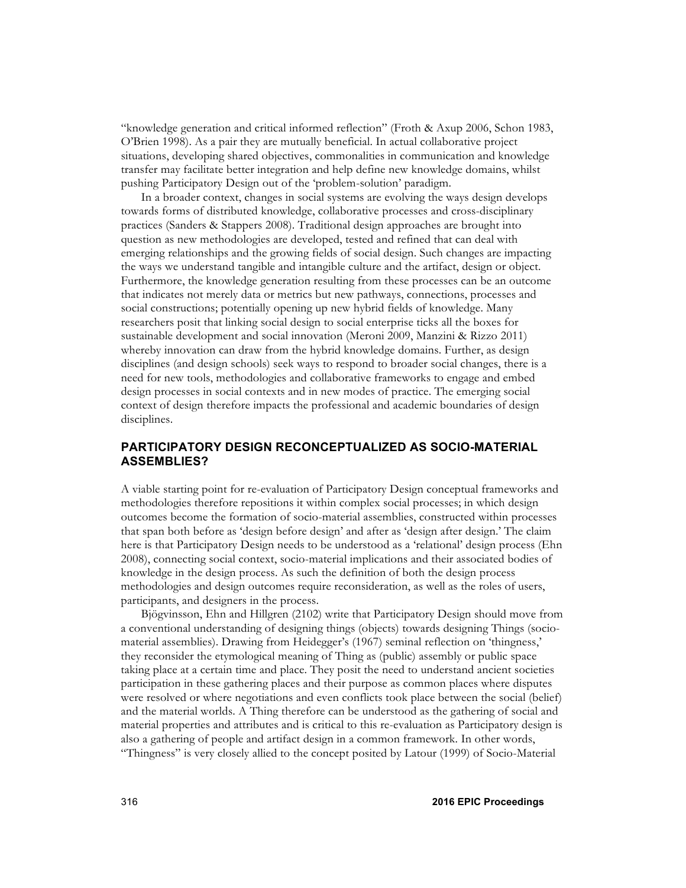"knowledge generation and critical informed reflection" (Froth & Axup 2006, Schon 1983, O'Brien 1998). As a pair they are mutually beneficial. In actual collaborative project situations, developing shared objectives, commonalities in communication and knowledge transfer may facilitate better integration and help define new knowledge domains, whilst pushing Participatory Design out of the 'problem-solution' paradigm.

In a broader context, changes in social systems are evolving the ways design develops towards forms of distributed knowledge, collaborative processes and cross-disciplinary practices (Sanders & Stappers 2008). Traditional design approaches are brought into question as new methodologies are developed, tested and refined that can deal with emerging relationships and the growing fields of social design. Such changes are impacting the ways we understand tangible and intangible culture and the artifact, design or object. Furthermore, the knowledge generation resulting from these processes can be an outcome that indicates not merely data or metrics but new pathways, connections, processes and social constructions; potentially opening up new hybrid fields of knowledge. Many researchers posit that linking social design to social enterprise ticks all the boxes for sustainable development and social innovation (Meroni 2009, Manzini & Rizzo 2011) whereby innovation can draw from the hybrid knowledge domains. Further, as design disciplines (and design schools) seek ways to respond to broader social changes, there is a need for new tools, methodologies and collaborative frameworks to engage and embed design processes in social contexts and in new modes of practice. The emerging social context of design therefore impacts the professional and academic boundaries of design disciplines.

## PARTICIPATORY DESIGN RECONCEPTUALIZED AS SOCIO-MATERIAL ASSEMBLIES?

A viable starting point for re-evaluation of Participatory Design conceptual frameworks and methodologies therefore repositions it within complex social processes; in which design outcomes become the formation of socio-material assemblies, constructed within processes that span both before as 'design before design' and after as 'design after design.' The claim here is that Participatory Design needs to be understood as a 'relational' design process (Ehn 2008), connecting social context, socio-material implications and their associated bodies of knowledge in the design process. As such the definition of both the design process methodologies and design outcomes require reconsideration, as well as the roles of users, participants, and designers in the process.

Bjögvinsson, Ehn and Hillgren (2102) write that Participatory Design should move from a conventional understanding of designing things (objects) towards designing Things (socio-material assemblies). Drawing from Heidegger's (1967) seminal reflection on 'thingness,' they reconsider the etymological meaning of Thing as (public) assembly or public space taking place at a certain time and place. They posit the need to understand ancient societies participation in these gathering places and their purpose as common places where disputes were resolved or where negotiations and even conflicts took place between the social (belief) and the material worlds. A Thing therefore can be understood as the gathering of social and material properties and attributes and is critical to this re-evaluation as Participatory design is also a gathering of people and artifact design in a common framework. In other words, "Thingness" is very closely allied to the concept posited by Latour (1999) of Socio-Material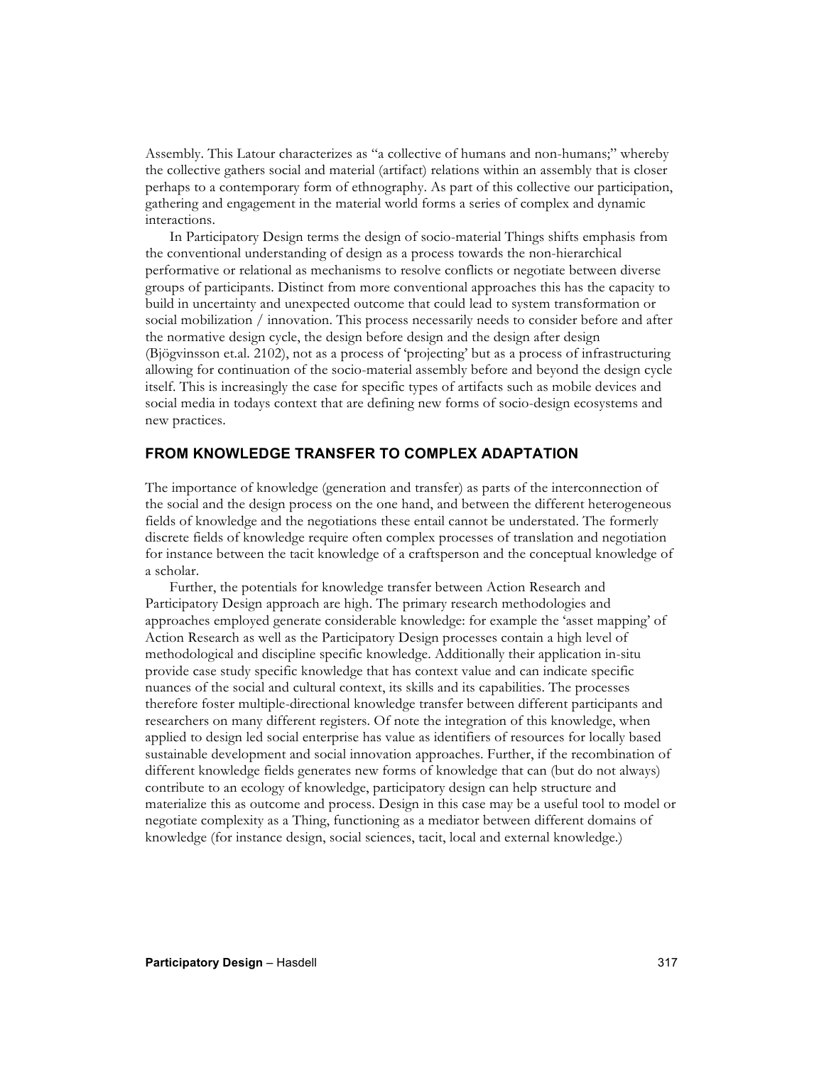Assembly. This Latour characterizes as "a collective of humans and non-humans;" whereby the collective gathers social and material (artifact) relations within an assembly that is closer perhaps to a contemporary form of ethnography. As part of this collective our participation, gathering and engagement in the material world forms a series of complex and dynamic interactions.

In Participatory Design terms the design of socio-material Things shifts emphasis from the conventional understanding of design as a process towards the non-hierarchical performative or relational as mechanisms to resolve conflicts or negotiate between diverse groups of participants. Distinct from more conventional approaches this has the capacity to build in uncertainty and unexpected outcome that could lead to system transformation or social mobilization / innovation. This process necessarily needs to consider before and after the normative design cycle, the design before design and the design after design (Bjögvinsson et.al. 2102), not as a process of 'projecting' but as a process of infrastructuring allowing for continuation of the socio-material assembly before and beyond the design cycle itself. This is increasingly the case for specific types of artifacts such as mobile devices and social media in todays context that are defining new forms of socio-design ecosystems and new practices.

## FROM KNOWLEDGE TRANSFER TO COMPLEX ADAPTATION

The importance of knowledge (generation and transfer) as parts of the interconnection of the social and the design process on the one hand, and between the different heterogeneous fields of knowledge and the negotiations these entail cannot be understated. The formerly discrete fields of knowledge require often complex processes of translation and negotiation for instance between the tacit knowledge of a craftsperson and the conceptual knowledge of a scholar.

Further, the potentials for knowledge transfer between Action Research and Participatory Design approach are high. The primary research methodologies and approaches employed generate considerable knowledge: for example the 'asset mapping' of Action Research as well as the Participatory Design processes contain a high level of methodological and discipline specific knowledge. Additionally their application in-situ provide case study specific knowledge that has context value and can indicate specific nuances of the social and cultural context, its skills and its capabilities. The processes therefore foster multiple-directional knowledge transfer between different participants and researchers on many different registers. Of note the integration of this knowledge, when applied to design led social enterprise has value as identifiers of resources for locally based sustainable development and social innovation approaches. Further, if the recombination of different knowledge fields generates new forms of knowledge that can (but do not always) contribute to an ecology of knowledge, participatory design can help structure and materialize this as outcome and process. Design in this case may be a useful tool to model or negotiate complexity as a Thing, functioning as a mediator between different domains of knowledge (for instance design, social sciences, tacit, local and external knowledge.)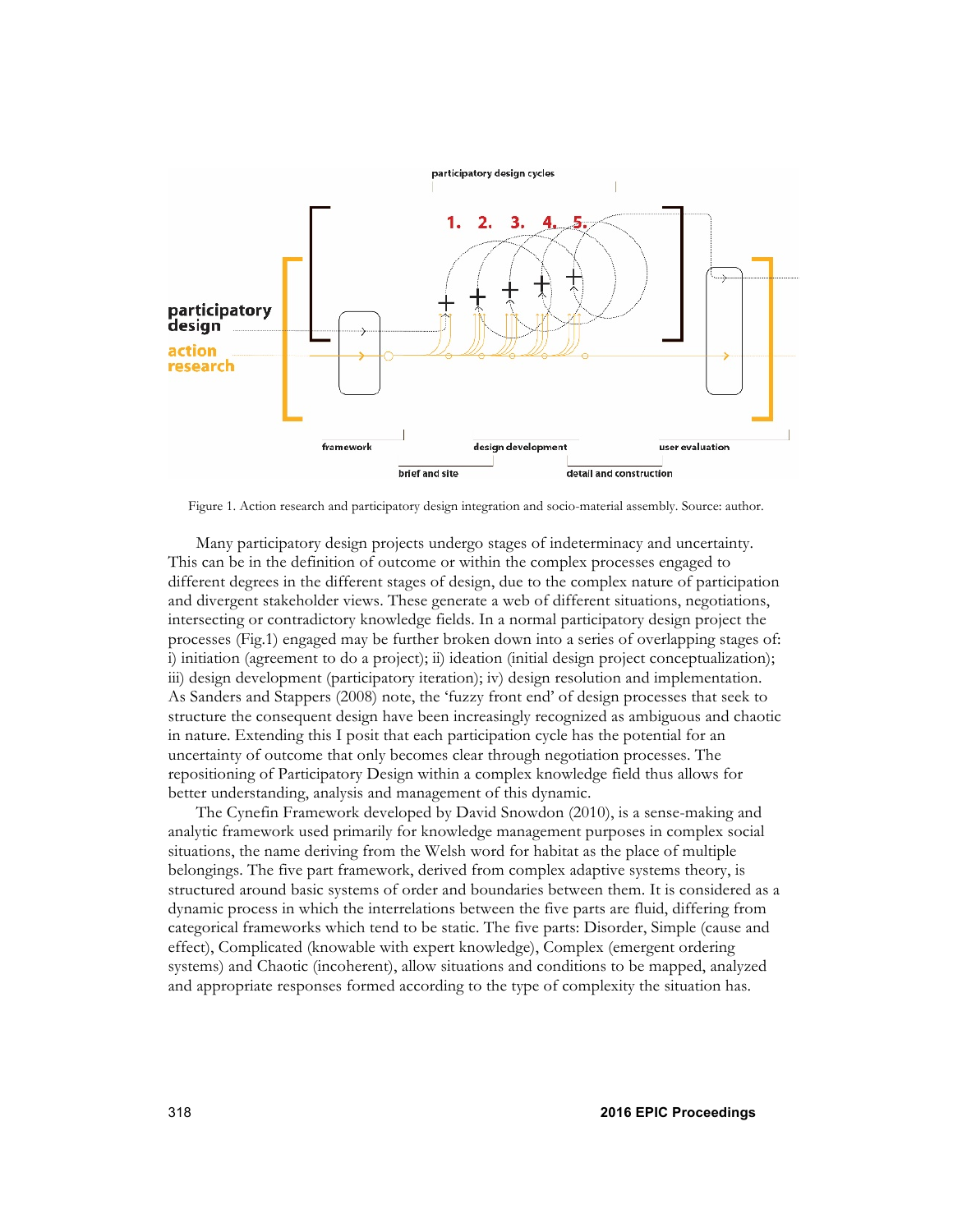Figure 1. Action research and participatory design integration and socio-material assembly. Source: author.

Many participatory design projects undergo stages of indeterminacy and uncertainty. This can be in the definition of outcome or within the complex processes engaged to different degrees in the different stages of design, due to the complex nature of participation and divergent stakeholder views. These generate a web of different situations, negotiations, intersecting or contradictory knowledge fields. In a normal participatory design project the processes (Fig.1) engaged may be further broken down into a series of overlapping stages of: i) initiation (agreement to do a project); ii) ideation (initial design project conceptualization); iii) design development (participatory iteration); iv) design resolution and implementation. As Sanders and Stappers (2008) note, the 'fuzzy front end' of design processes that seek to structure the consequent design have been increasingly recognized as ambiguous and chaotic in nature. Extending this I posit that each participation cycle has the potential for an uncertainty of outcome that only becomes clear through negotiation processes. The repositioning of Participatory Design within a complex knowledge field thus allows for better understanding, analysis and management of this dynamic.

The Cynefin Framework developed by David Snowdon (2010), is a sense-making and analytic framework used primarily for knowledge management purposes in complex social situations, the name deriving from the Welsh word for habitat as the place of multiple belongings. The five part framework, derived from complex adaptive systems theory, is structured around basic systems of order and boundaries between them. It is considered as a dynamic process in which the interrelations between the five parts are fluid, differing from categorical frameworks which tend to be static. The five parts: Disorder, Simple (cause and effect), Complicated (knowable with expert knowledge), Complex (emergent ordering systems) and Chaotic (incoherent), allow situations and conditions to be mapped, analyzed and appropriate responses formed according to the type of complexity the situation has.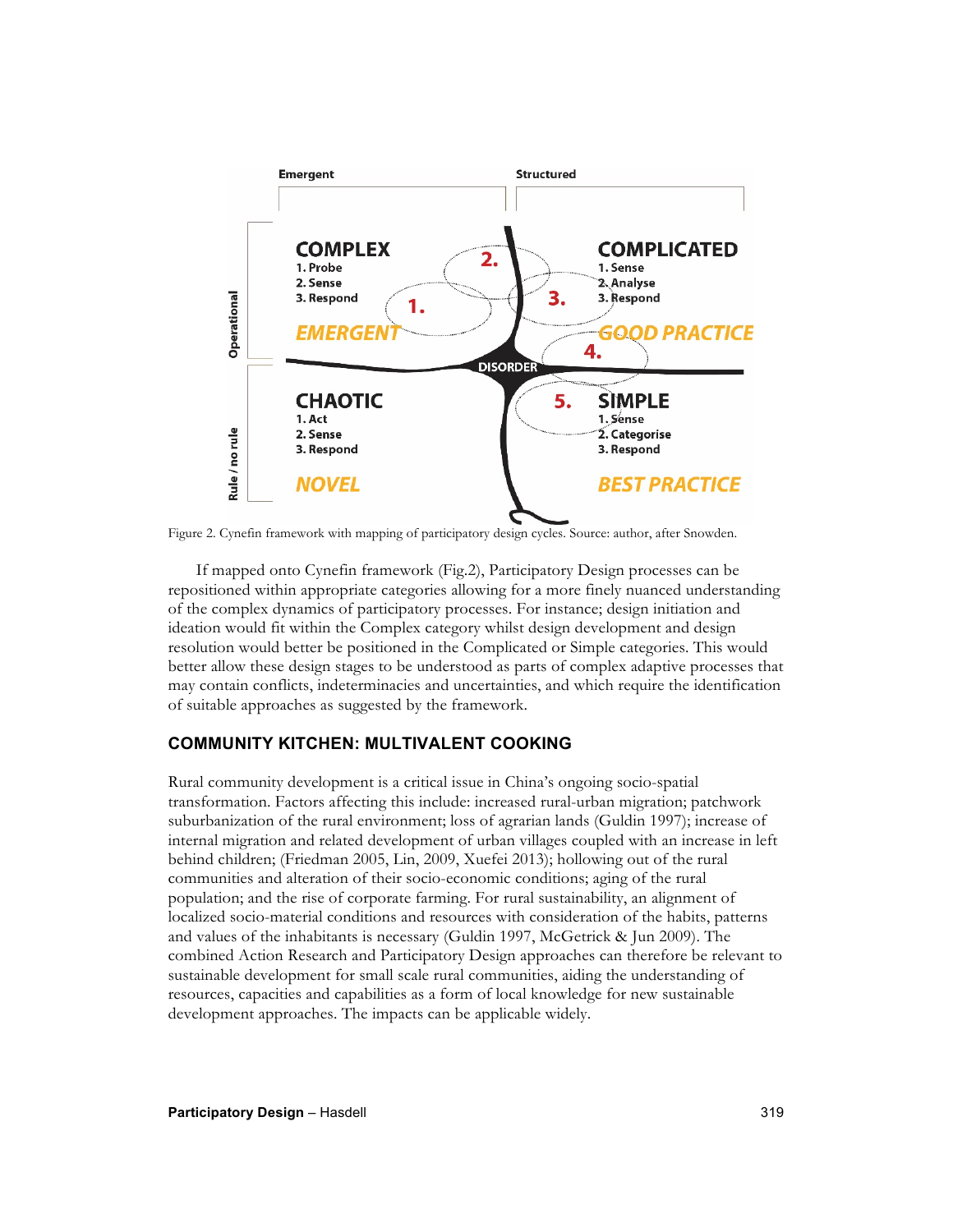Figure 2. Cynefin framework with mapping of participatory design cycles. Source: author, after Snowden.

If mapped onto Cynefin framework (Fig.2), Participatory Design processes can be repositioned within appropriate categories allowing for a more finely nuanced understanding of the complex dynamics of participatory processes. For instance; design initiation and ideation would fit within the Complex category whilst design development and design resolution would better be positioned in the Complicated or Simple categories. This would better allow these design stages to be understood as parts of complex adaptive processes that may contain conflicts, indeterminacies and uncertainties, and which require the identification of suitable approaches as suggested by the framework.

## COMMUNITY KITCHEN: MULTIVALENT COOKING

Rural community development is a critical issue in China's ongoing socio-spatial transformation. Factors affecting this include: increased rural-urban migration; patchwork suburbanization of the rural environment; loss of agrarian lands (Guldin 1997); increase of internal migration and related development of urban villages coupled with an increase in left behind children; (Friedman 2005, Lin, 2009, Xuefei 2013); hollowing out of the rural communities and alteration of their socio-economic conditions; aging of the rural population; and the rise of corporate farming. For rural sustainability, an alignment of localized socio-material conditions and resources with consideration of the habits, patterns and values of the inhabitants is necessary (Guldin 1997, McGetrick & Jun 2009). The combined Action Research and Participatory Design approaches can therefore be relevant to sustainable development for small scale rural communities, aiding the understanding of resources, capacities and capabilities as a form of local knowledge for new sustainable development approaches. The impacts can be applicable widely.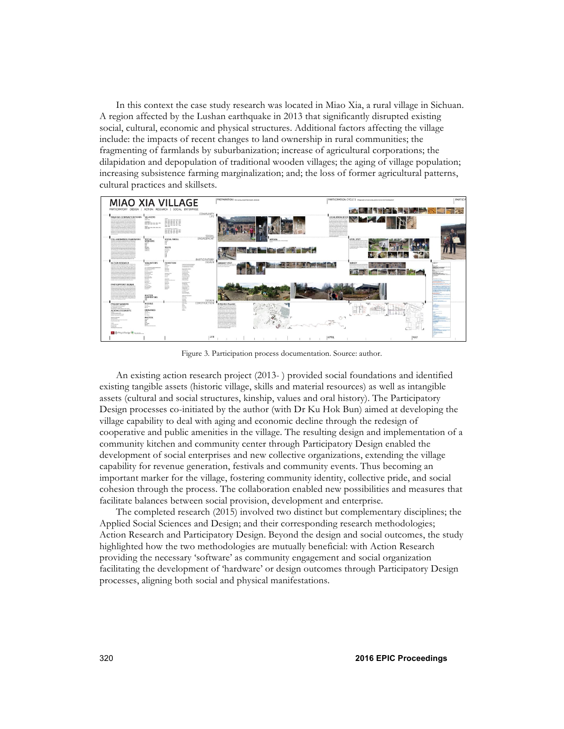In this context the case study research was located in Miao Xia, a rural village in Sichuan. A region affected by the Lushan earthquake in 2013 that significantly disrupted existing social, cultural, economic and physical structures. Additional factors affecting the village include: the impacts of recent changes to land ownership in rural communities; the fragmenting of farmlands by suburbanization; increase of agricultural corporations; the dilapidation and depopulation of traditional wooden villages; the aging of village population; increasing subsistence farming marginalization; and; the loss of former agricultural patterns, cultural practices and skillsets.

Figure 3. Participation process documentation. Source: author.

An existing action research project (2013- ) provided social foundations and identified existing tangible assets (historic village, skills and material resources) as well as intangible assets (cultural and social structures, kinship, values and oral history). The Participatory Design processes co-initiated by the author (with Dr Ku Hok Bun) aimed at developing the village capability to deal with aging and economic decline through the redesign of cooperative and public amenities in the village. The resulting design and implementation of a community kitchen and community center through Participatory Design enabled the development of social enterprises and new collective organizations, extending the village capability for revenue generation, festivals and community events. Thus becoming an important marker for the village, fostering community identity, collective pride, and social cohesion through the process. The collaboration enabled new possibilities and measures that facilitate balances between social provision, development and enterprise.

The completed research (2015) involved two distinct but complementary disciplines; the Applied Social Sciences and Design; and their corresponding research methodologies; Action Research and Participatory Design. Beyond the design and social outcomes, the study highlighted how the two methodologies are mutually beneficial: with Action Research providing the necessary 'software' as community engagement and social organization facilitating the development of 'hardware' or design outcomes through Participatory Design processes, aligning both social and physical manifestations.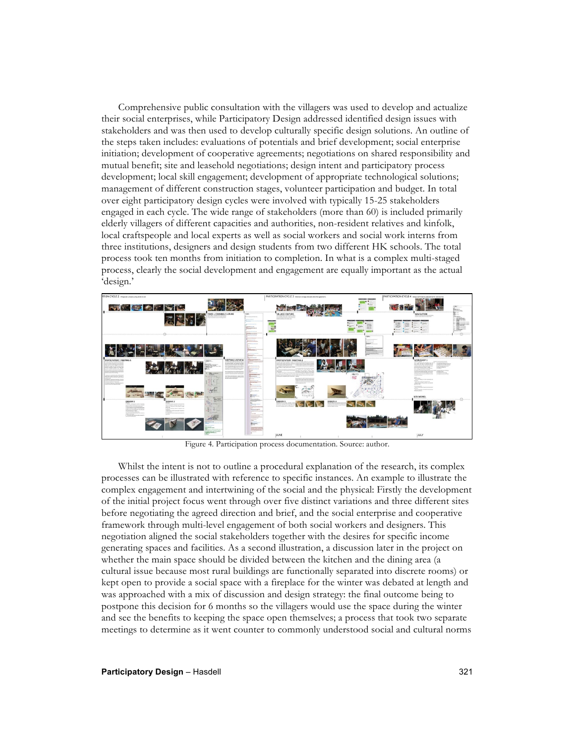Comprehensive public consultation with the villagers was used to develop and actualize their social enterprises, while Participatory Design addressed identified design issues with stakeholders and was then used to develop culturally specific design solutions. An outline of the steps taken includes: evaluations of potentials and brief development; social enterprise initiation; development of cooperative agreements; negotiations on shared responsibility and mutual benefit; site and leasehold negotiations; design intent and participatory process development; local skill engagement; development of appropriate technological solutions; management of different construction stages, volunteer participation and budget. In total over eight participatory design cycles were involved with typically 15-25 stakeholders engaged in each cycle. The wide range of stakeholders (more than 60) is included primarily elderly villagers of different capacities and authorities, non-resident relatives and kinfolk, local craftspeople and local experts as well as social workers and social work interns from three institutions, designers and design students from two different HK schools. The total process took ten months from initiation to completion. In what is a complex multi-staged process, clearly the social development and engagement are equally important as the actual 'design.'

Figure 4. Participation process documentation. Source: author.

Whilst the intent is not to outline a procedural explanation of the research, its complex processes can be illustrated with reference to specific instances. An example to illustrate the complex engagement and intertwining of the social and the physical: Firstly the development of the initial project focus went through over five distinct variations and three different sites before negotiating the agreed direction and brief, and the social enterprise and cooperative framework through multi-level engagement of both social workers and designers. This negotiation aligned the social stakeholders together with the desires for specific income generating spaces and facilities. As a second illustration, a discussion later in the project on whether the main space should be divided between the kitchen and the dining area (a cultural issue because most rural buildings are functionally separated into discrete rooms) or kept open to provide a social space with a fireplace for the winter was debated at length and was approached with a mix of discussion and design strategy: the final outcome being to postpone this decision for 6 months so the villagers would use the space during the winter and see the benefits to keeping the space open themselves; a process that took two separate meetings to determine as it went counter to commonly understood social and cultural norms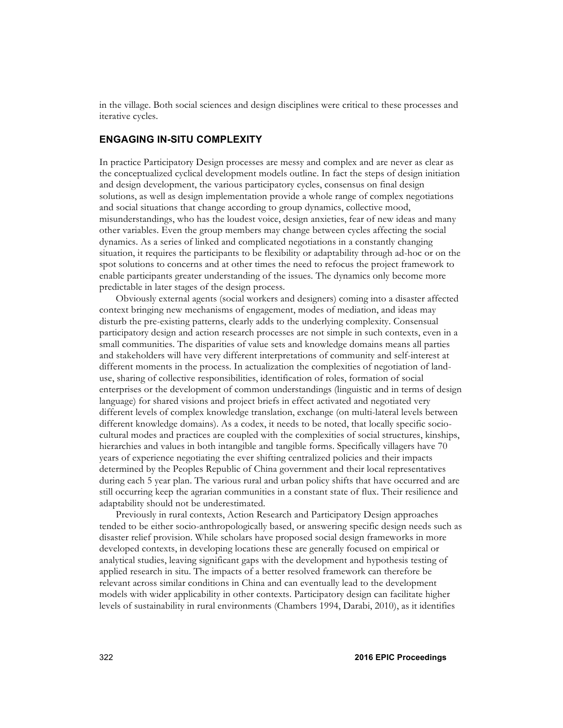in the village. Both social sciences and design disciplines were critical to these processes and iterative cycles.

## ENGAGING IN-SITU COMPLEXITY

In practice Participatory Design processes are messy and complex and are never as clear as the conceptualized cyclical development models outline. In fact the steps of design initiation and design development, the various participatory cycles, consensus on final design solutions, as well as design implementation provide a whole range of complex negotiations and social situations that change according to group dynamics, collective mood, misunderstandings, who has the loudest voice, design anxieties, fear of new ideas and many other variables. Even the group members may change between cycles affecting the social dynamics. As a series of linked and complicated negotiations in a constantly changing situation, it requires the participants to be flexibility or adaptability through ad-hoc or on the spot solutions to concerns and at other times the need to refocus the project framework to enable participants greater understanding of the issues. The dynamics only become more predictable in later stages of the design process.

Obviously external agents (social workers and designers) coming into a disaster affected context bringing new mechanisms of engagement, modes of mediation, and ideas may disturb the pre-existing patterns, clearly adds to the underlying complexity. Consensual participatory design and action research processes are not simple in such contexts, even in a small communities. The disparities of value sets and knowledge domains means all parties and stakeholders will have very different interpretations of community and self-interest at different moments in the process. In actualization the complexities of negotiation of land-use, sharing of collective responsibilities, identification of roles, formation of social enterprises or the development of common understandings (linguistic and in terms of design language) for shared visions and project briefs in effect activated and negotiated very different levels of complex knowledge translation, exchange (on multi-lateral levels between different knowledge domains). As a codex, it needs to be noted, that locally specific socio-cultural modes and practices are coupled with the complexities of social structures, kinships, hierarchies and values in both intangible and tangible forms. Specifically villagers have 70 years of experience negotiating the ever shifting centralized policies and their impacts determined by the Peoples Republic of China government and their local representatives during each 5 year plan. The various rural and urban policy shifts that have occurred and are still occurring keep the agrarian communities in a constant state of flux. Their resilience and adaptability should not be underestimated.

Previously in rural contexts, Action Research and Participatory Design approaches tended to be either socio-anthropologically based, or answering specific design needs such as disaster relief provision. While scholars have proposed social design frameworks in more developed contexts, in developing locations these are generally focused on empirical or analytical studies, leaving significant gaps with the development and hypothesis testing of applied research in situ. The impacts of a better resolved framework can therefore be relevant across similar conditions in China and can eventually lead to the development models with wider applicability in other contexts. Participatory design can facilitate higher levels of sustainability in rural environments (Chambers 1994, Darabi, 2010), as it identifies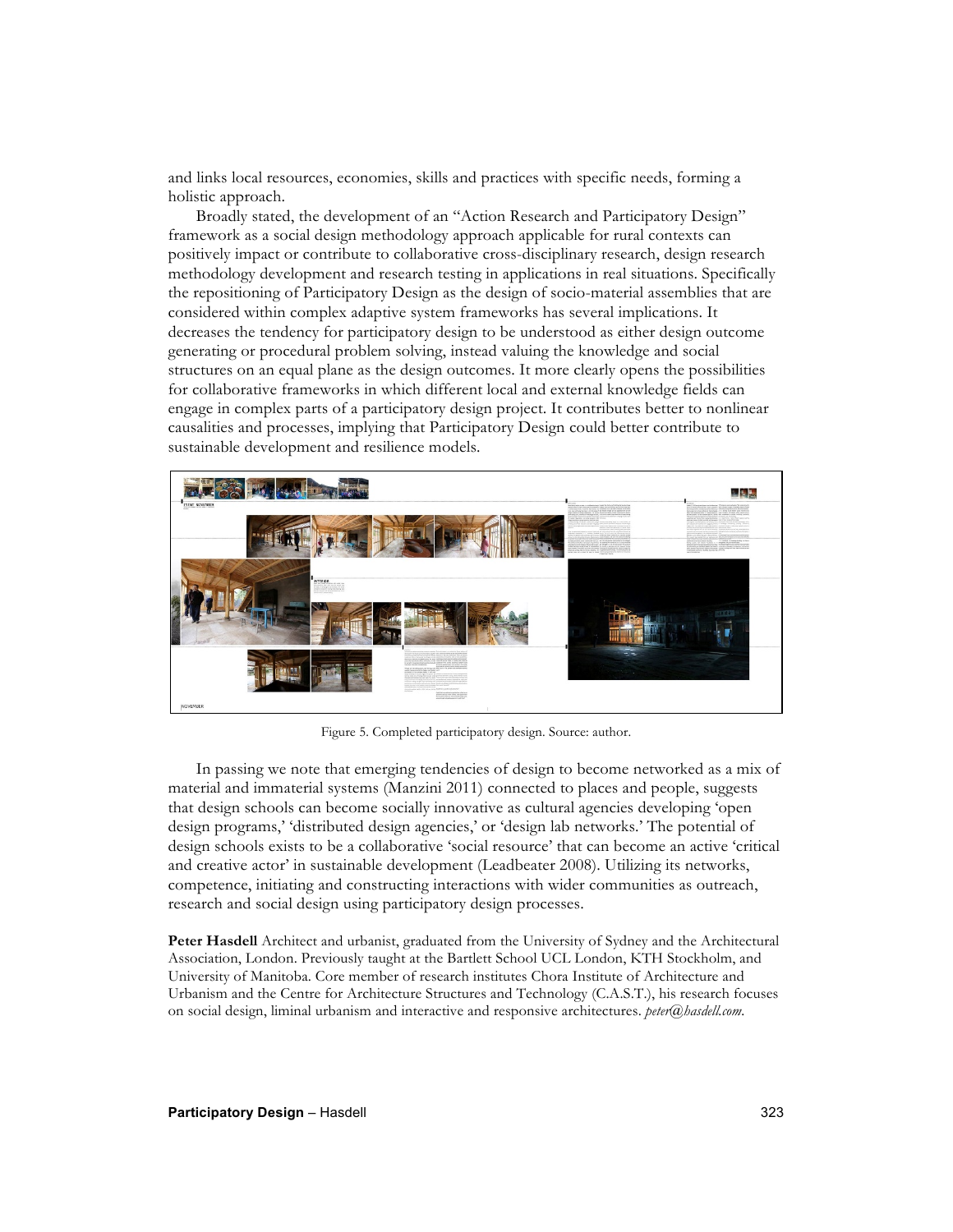and links local resources, economies, skills and practices with specific needs, forming a holistic approach.

Broadly stated, the development of an "Action Research and Participatory Design" framework as a social design methodology approach applicable for rural contexts can positively impact or contribute to collaborative cross-disciplinary research, design research methodology development and research testing in applications in real situations. Specifically the repositioning of Participatory Design as the design of socio-material assemblies that are considered within complex adaptive system frameworks has several implications. It decreases the tendency for participatory design to be understood as either design outcome generating or procedural problem solving, instead valuing the knowledge and social structures on an equal plane as the design outcomes. It more clearly opens the possibilities for collaborative frameworks in which different local and external knowledge fields can engage in complex parts of a participatory design project. It contributes better to nonlinear causalities and processes, implying that Participatory Design could better contribute to sustainable development and resilience models.

Figure 5. Completed participatory design. Source: author.

In passing we note that emerging tendencies of design to become networked as a mix of material and immaterial systems (Manzini 2011) connected to places and people, suggests that design schools can become socially innovative as cultural agencies developing 'open design programs,' 'distributed design agencies,' or 'design lab networks.' The potential of design schools exists to be a collaborative 'social resource' that can become an active 'critical and creative actor' in sustainable development (Leadbeater 2008). Utilizing its networks, competence, initiating and constructing interactions with wider communities as outreach, research and social design using participatory design processes.

**Peter Hasdell** Architect and urbanist, graduated from the University of Sydney and the Architectural Association, London. Previously taught at the Bartlett School UCL London, KTH Stockholm, and University of Manitoba. Core member of research institutes Chora Institute of Architecture and Urbanism and the Centre for Architecture Structures and Technology (C.A.S.T.), his research focuses on social design, liminal urbanism and interactive and responsive architectures. *peter@hasdell.com*.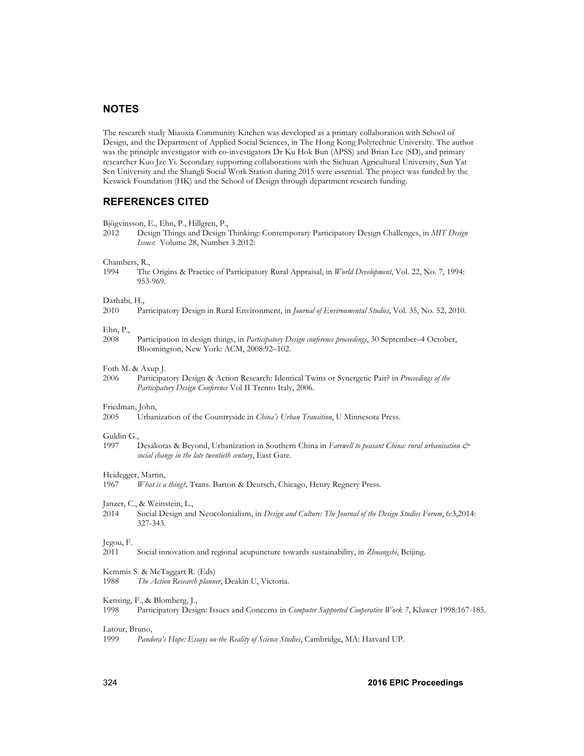## NOTES

The research study Miaoxia Community Kitchen was developed as a primary collaboration with School of Design, and the Department of Applied Social Sciences, in The Hong Kong Polytechnic University. The author was the principle investigator with co-investigators Dr Ku Hok Bun (APSS) and Brian Lee (SD), and primary researcher Kuo Jze Yi. Secondary supporting collaborations with the Sichuan Agricultural University, Sun Yat Sen University and the Shangli Social Work Station during 2015 were essential. The project was funded by the Keswick Foundation (HK) and the School of Design through department research funding.

## REFERENCES CITED

Bjögvinsson, E., Ehn, P., Hillgren, P.,
2012 Design Things and Design Thinking: Contemporary Participatory Design Challenges, in *MIT Design Issues*: Volume 28, Number 3 2012:

Chambers, R.,
1994 The Origins & Practice of Participatory Rural Appraisal, in *World Development*, Vol. 22, No. 7, 1994: 953-969.

Darhabi, H.,
2010 Participatory Design in Rural Environment, in *Journal of Environmental Studies*, Vol. 35, No. 52, 2010.

Ehn, P.,
2008 Participation in design things, in *Participatory Design conference proceedings*, 30 September–4 October, Bloomington, New York: ACM, 2008:92–102.

Foth M. & Axup J.
2006 Participatory Design & Action Research: Identical Twins or Synergetic Pair? in *Proceedings of the Participatory Design Conference* Vol II Trento Italy, 2006.

Friedman, John,
2005 Urbanization of the Countryside in *China's Urban Transition*, U Minnesota Press.

Guldin G.,
1997 Desakotas & Beyond, Urbanization in Southern China in *Farewell to peasant China: rural urbanisation & social change in the late twentieth century*, East Gate.

Heidegger, Martin,
1967 *What is a thing?,* Trans. Barton & Deutsch, Chicago, Henry Regnery Press.

Janzer, C., & Weinstein, L.,
2014 Social Design and Neocolonialism, in *Design and Culture: The Journal of the Design Studies Forum*, 6:3,2014: 327-343.

Jegou, F.
2011 Social innovation and regional acupuncture towards sustainability, in *Zhuangshi*, Beijing.

Kemmis S. & McTaggart R. (Eds)
1988 *The Action Research planner*, Deakin U, Victoria.

Kensing, F., & Blomberg, J.,
1998 Participatory Design: Issues and Concerns in *Computer Supported Cooperative Work 7*, Kluwer 1998:167-185.

Latour, Bruno,
1999 *Pandora's Hope: Essays on the Reality of Science Studies*, Cambridge, MA: Harvard UP.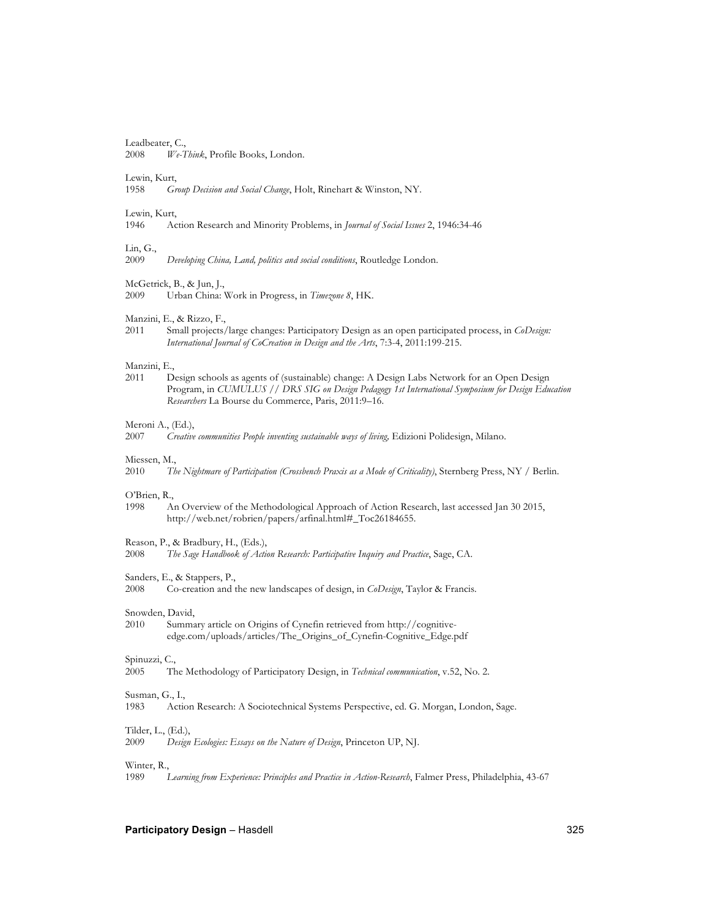Leadbeater, C.,
2008 *We-Think*, Profile Books, London.

Lewin, Kurt,
1958 *Group Decision and Social Change*, Holt, Rinehart & Winston, NY.

Lewin, Kurt,
1946 Action Research and Minority Problems, in *Journal of Social Issues* 2, 1946:34-46

Lin, G.,
2009 *Developing China, Land, politics and social conditions*, Routledge London.

McGetrick, B., & Jun, J.,
2009 Urban China: Work in Progress, in *Timezone 8*, HK.

Manzini, E., & Rizzo, F.,
2011 Small projects/large changes: Participatory Design as an open participated process, in *CoDesign: International Journal of CoCreation in Design and the Arts*, 7:3-4, 2011:199-215.

Manzini, E.,
2011 Design schools as agents of (sustainable) change: A Design Labs Network for an Open Design Program, in *CUMULUS // DRS SIG on Design Pedagogy 1st International Symposium for Design Education Researchers* La Bourse du Commerce, Paris, 2011:9–16.

Meroni A., (Ed.),
2007 *Creative communities People inventing sustainable ways of living,* Edizioni Polidesign, Milano.

Miessen, M.,
2010 *The Nightmare of Participation (Crossbench Praxis as a Mode of Criticality)*, Sternberg Press, NY / Berlin.

O'Brien, R.,
1998 An Overview of the Methodological Approach of Action Research, last accessed Jan 30 2015, http://web.net/robrien/papers/arfinal.html#_Toc26184655.

Reason, P., & Bradbury, H., (Eds.),
2008 *The Sage Handbook of Action Research: Participative Inquiry and Practice*, Sage, CA.

Sanders, E., & Stappers, P.,
2008 Co-creation and the new landscapes of design, in *CoDesign*, Taylor & Francis.

Snowden, David,
2010 Summary article on Origins of Cynefin retrieved from http://cognitive-edge.com/uploads/articles/The_Origins_of_Cynefin-Cognitive_Edge.pdf

Spinuzzi, C.,
2005 The Methodology of Participatory Design, in *Technical communication*, v.52, No. 2.

Susman, G., I.,
1983 Action Research: A Sociotechnical Systems Perspective, ed. G. Morgan, London, Sage.

Tilder, L., (Ed.),
2009 *Design Ecologies: Essays on the Nature of Design*, Princeton UP, NJ.

Winter, R.,
1989 *Learning from Experience: Principles and Practice in Action-Research*, Falmer Press, Philadelphia, 43-67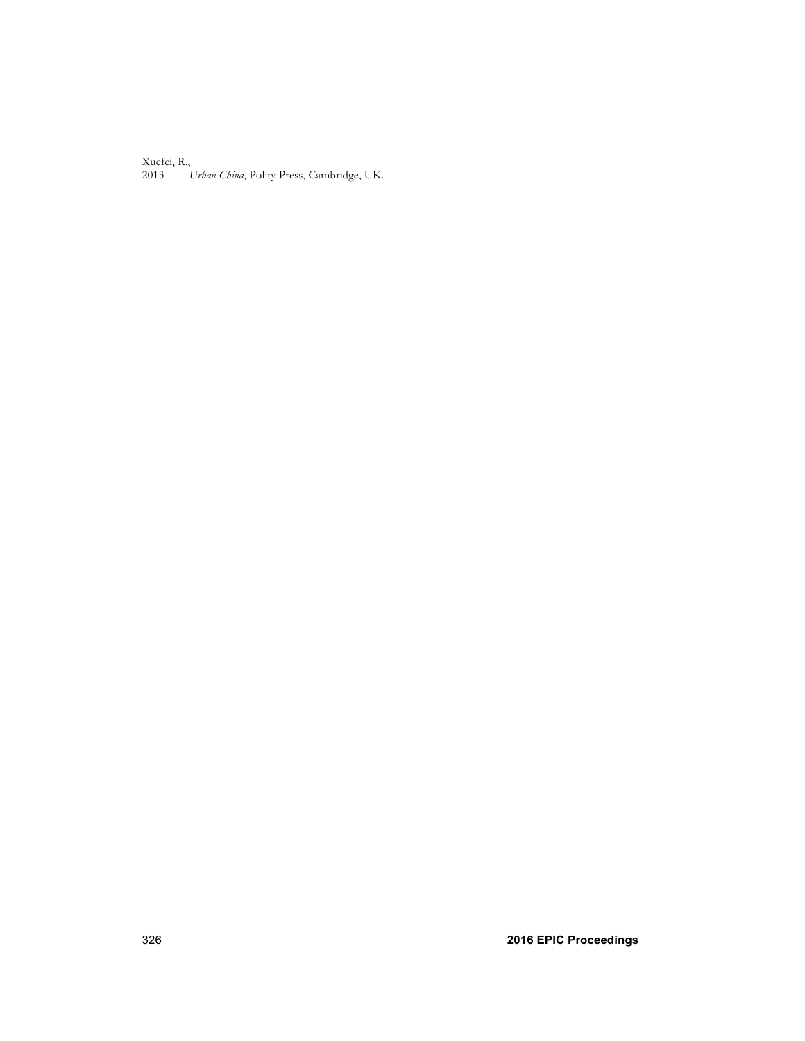Xuefei, R.,
2013 *Urban China*, Polity Press, Cambridge, UK.